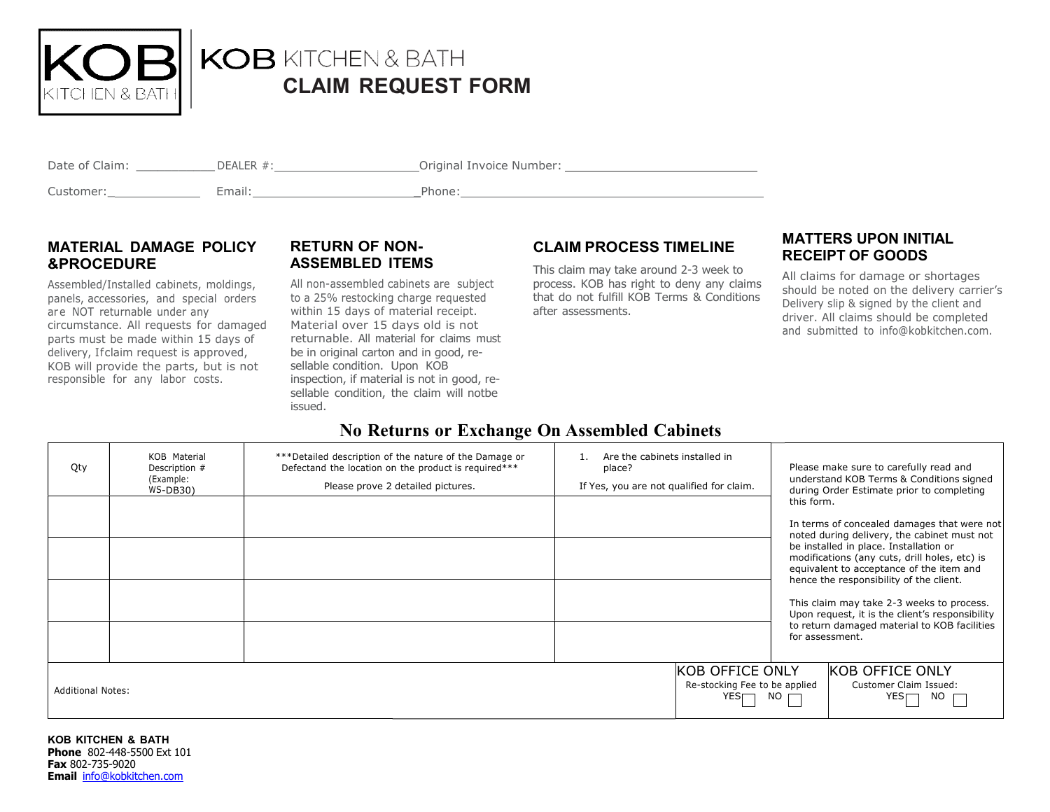# KOB KITCHEN & BATH
## CLAIM REQUEST FORM

Date of Claim: ___________ DEALER #:____________________ Original Invoice Number: ___________________________

Customer:_____________ Email:_______________________ Phone:___________________________________________

### MATERIAL DAMAGE POLICY &PROCEDURE

Assembled/Installed cabinets, moldings, panels, accessories, and special orders are NOT returnable under any circumstance. All requests for damaged parts must be made within 15 days of delivery, Ifclaim request is approved, KOB will provide the parts, but is not responsible for any labor costs.

### RETURN OF NON-ASSEMBLED ITEMS

All non-assembled cabinets are subject to a 25% restocking charge requested within 15 days of material receipt. Material over 15 days old is not returnable. All material for claims must be in original carton and in good, re-sellable condition. Upon KOB inspection, if material is not in good, re-sellable condition, the claim will notbe issued.

### CLAIM PROCESS TIMELINE

This claim may take around 2-3 week to process. KOB has right to deny any claims that do not fulfill KOB Terms & Conditions after assessments.

### MATTERS UPON INITIAL RECEIPT OF GOODS

All claims for damage or shortages should be noted on the delivery carrier's Delivery slip & signed by the client and driver. All claims should be completed and submitted to info@kobkitchen.com.

## No Returns or Exchange On Assembled Cabinets

| Qty | KOB Material Description # (Example: WS-DB30) | ***Detailed description of the nature of the Damage or Defectand the location on the product is required*** Please prove 2 detailed pictures. | 1. Are the cabinets installed in place? If Yes, you are not qualified for claim. |
|---|---|---|---|
| | | | |
| | | | |
| | | | |
| | | | |

Please make sure to carefully read and understand KOB Terms & Conditions signed during Order Estimate prior to completing this form.

In terms of concealed damages that were not noted during delivery, the cabinet must not be installed in place. Installation or modifications (any cuts, drill holes, etc) is equivalent to acceptance of the item and hence the responsibility of the client.

This claim may take 2-3 weeks to process. Upon request, it is the client's responsibility to return damaged material to KOB facilities for assessment.

| Additional Notes: | KOB OFFICE ONLY<br>Re-stocking Fee to be applied<br>YES ☐ NO ☐ | KOB OFFICE ONLY<br>Customer Claim Issued:<br>YES ☐ NO ☐ |
|---|---|---|

**KOB KITCHEN & BATH**
**Phone** 802-448-5500 Ext 101
**Fax** 802-735-9020
**Email** info@kobkitchen.com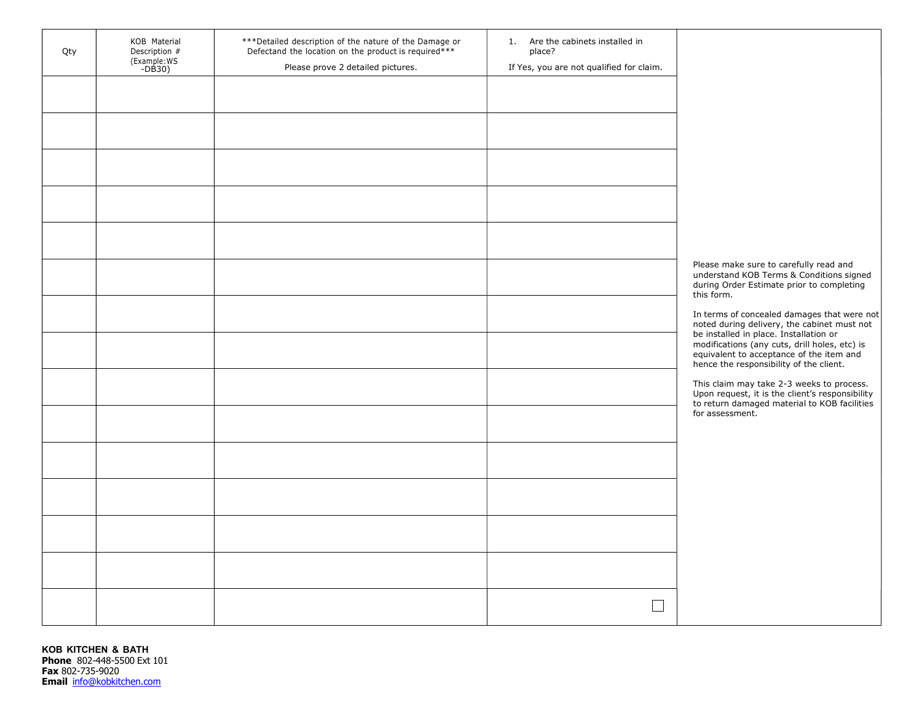| Qty | KOB Material Description # (Example:WS -DB30) | ***Detailed description of the nature of the Damage or Defectand the location on the product is required*** Please prove 2 detailed pictures. | 1. Are the cabinets installed in place? If Yes, you are not qualified for claim. | |
|---|---|---|---|---|
| | | | | Please make sure to carefully read and understand KOB Terms & Conditions signed during Order Estimate prior to completing this form.<br><br>In terms of concealed damages that were not noted during delivery, the cabinet must not be installed in place. Installation or modifications (any cuts, drill holes, etc) is equivalent to acceptance of the item and hence the responsibility of the client.<br><br>This claim may take 2-3 weeks to process. Upon request, it is the client's responsibility to return damaged material to KOB facilities for assessment. |
| | | | | |
| | | | | |
| | | | | |
| | | | | |
| | | | | |
| | | | | |
| | | | | |
| | | | | |
| | | | | |
| | | | | |
| | | | | |
| | | | | |
| | | | | |
| | | | ☐ | |

**KOB KITCHEN & BATH**
**Phone** 802-448-5500 Ext 101
**Fax** 802-735-9020
**Email** info@kobkitchen.com